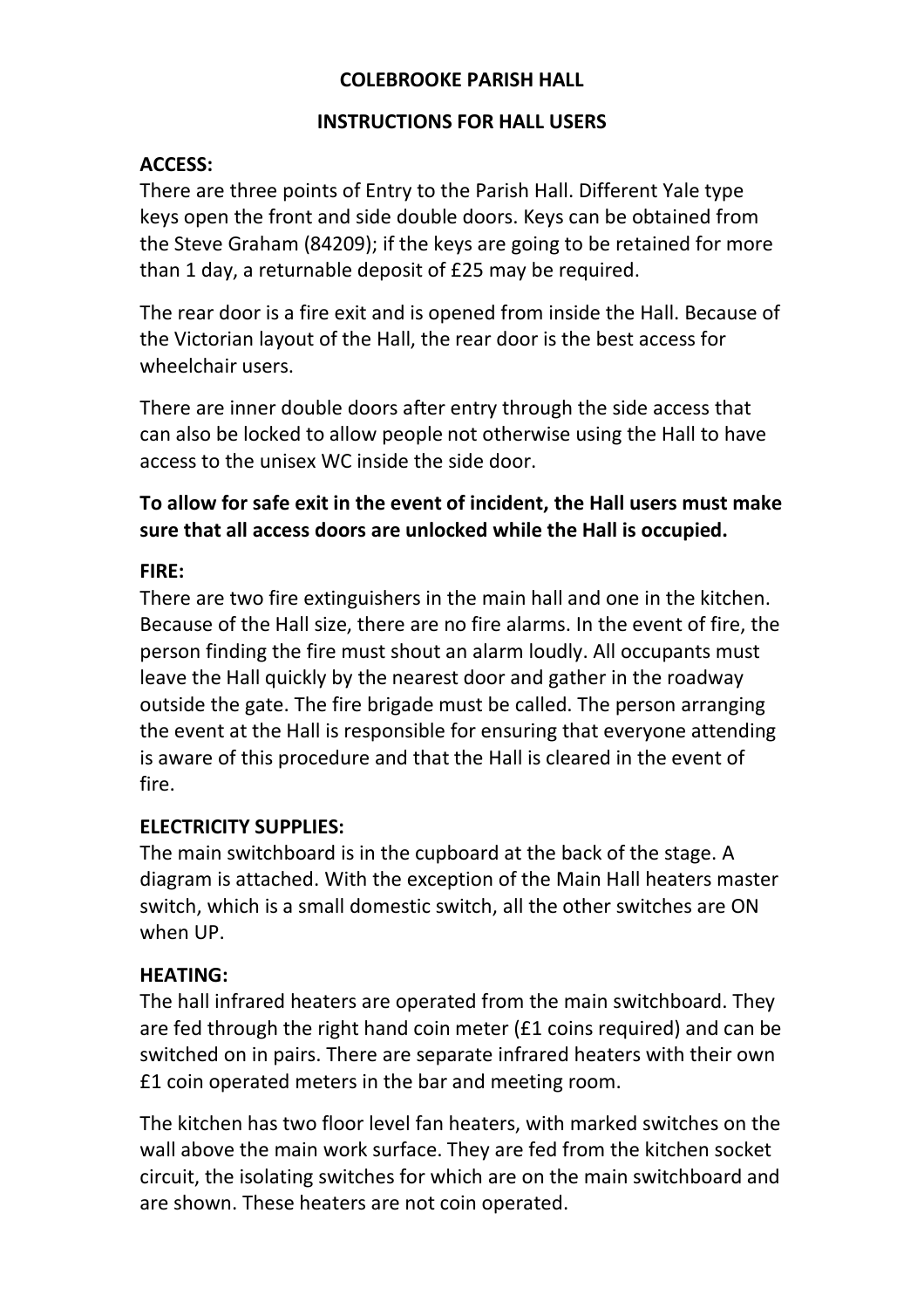# COLEBROOKE PARISH HALL

## INSTRUCTIONS FOR HALL USERS

**ACCESS:**

There are three points of Entry to the Parish Hall. Different Yale type keys open the front and side double doors. Keys can be obtained from the Steve Graham (84209); if the keys are going to be retained for more than 1 day, a returnable deposit of £25 may be required.

The rear door is a fire exit and is opened from inside the Hall. Because of the Victorian layout of the Hall, the rear door is the best access for wheelchair users.

There are inner double doors after entry through the side access that can also be locked to allow people not otherwise using the Hall to have access to the unisex WC inside the side door.

**To allow for safe exit in the event of incident, the Hall users must make sure that all access doors are unlocked while the Hall is occupied.**

**FIRE:**

There are two fire extinguishers in the main hall and one in the kitchen. Because of the Hall size, there are no fire alarms. In the event of fire, the person finding the fire must shout an alarm loudly. All occupants must leave the Hall quickly by the nearest door and gather in the roadway outside the gate. The fire brigade must be called. The person arranging the event at the Hall is responsible for ensuring that everyone attending is aware of this procedure and that the Hall is cleared in the event of fire.

**ELECTRICITY SUPPLIES:**

The main switchboard is in the cupboard at the back of the stage. A diagram is attached. With the exception of the Main Hall heaters master switch, which is a small domestic switch, all the other switches are ON when UP.

**HEATING:**

The hall infrared heaters are operated from the main switchboard. They are fed through the right hand coin meter (£1 coins required) and can be switched on in pairs. There are separate infrared heaters with their own £1 coin operated meters in the bar and meeting room.

The kitchen has two floor level fan heaters, with marked switches on the wall above the main work surface. They are fed from the kitchen socket circuit, the isolating switches for which are on the main switchboard and are shown. These heaters are not coin operated.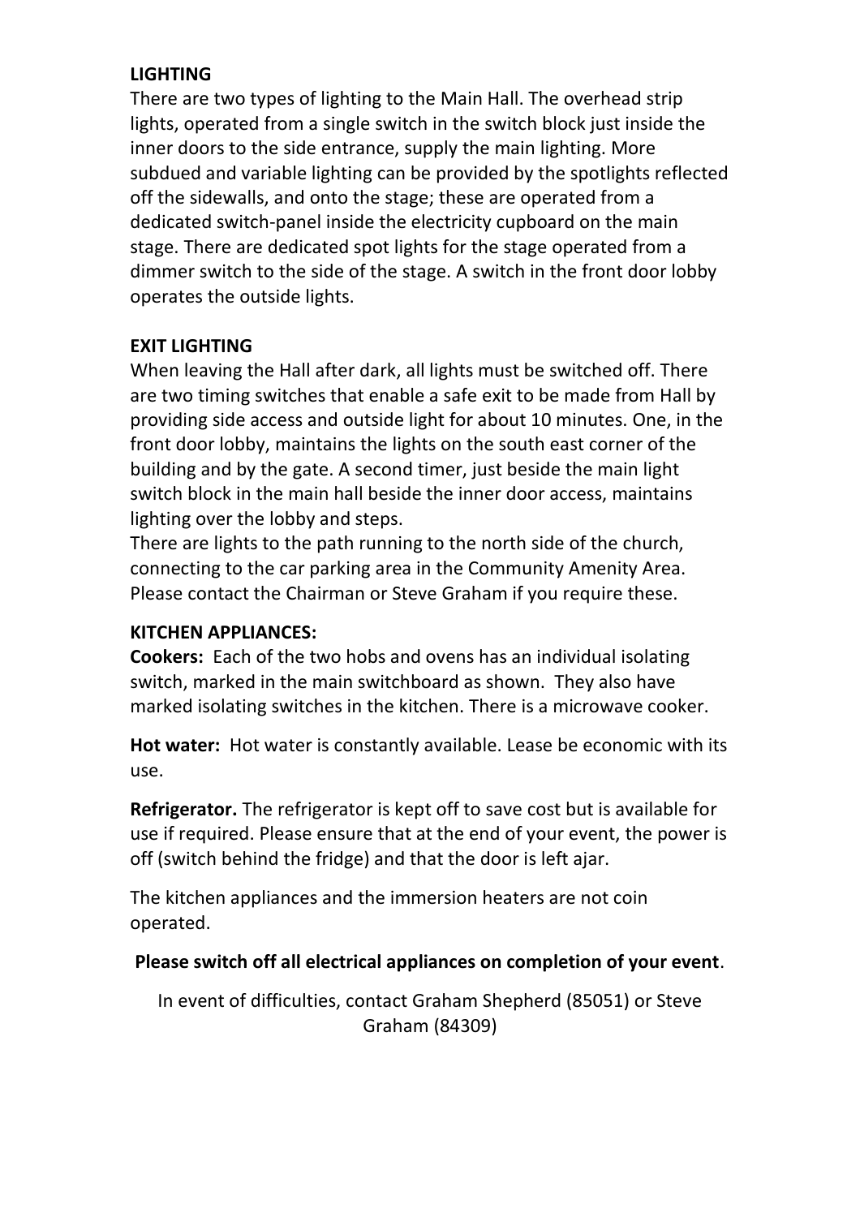**LIGHTING**

There are two types of lighting to the Main Hall. The overhead strip lights, operated from a single switch in the switch block just inside the inner doors to the side entrance, supply the main lighting. More subdued and variable lighting can be provided by the spotlights reflected off the sidewalls, and onto the stage; these are operated from a dedicated switch-panel inside the electricity cupboard on the main stage. There are dedicated spot lights for the stage operated from a dimmer switch to the side of the stage. A switch in the front door lobby operates the outside lights.

**EXIT LIGHTING**

When leaving the Hall after dark, all lights must be switched off. There are two timing switches that enable a safe exit to be made from Hall by providing side access and outside light for about 10 minutes. One, in the front door lobby, maintains the lights on the south east corner of the building and by the gate. A second timer, just beside the main light switch block in the main hall beside the inner door access, maintains lighting over the lobby and steps.

There are lights to the path running to the north side of the church, connecting to the car parking area in the Community Amenity Area. Please contact the Chairman or Steve Graham if you require these.

**KITCHEN APPLIANCES:**

**Cookers:** Each of the two hobs and ovens has an individual isolating switch, marked in the main switchboard as shown. They also have marked isolating switches in the kitchen. There is a microwave cooker.

**Hot water:** Hot water is constantly available. Lease be economic with its use.

**Refrigerator.** The refrigerator is kept off to save cost but is available for use if required. Please ensure that at the end of your event, the power is off (switch behind the fridge) and that the door is left ajar.

The kitchen appliances and the immersion heaters are not coin operated.

**Please switch off all electrical appliances on completion of your event**.

In event of difficulties, contact Graham Shepherd (85051) or Steve Graham (84309)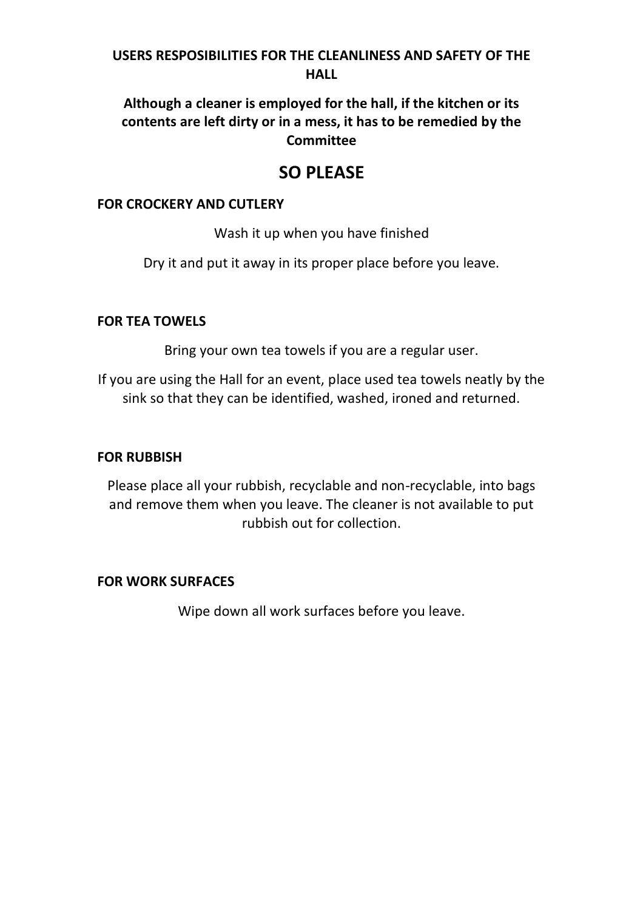# USERS RESPOSIBILITIES FOR THE CLEANLINESS AND SAFETY OF THE HALL

**Although a cleaner is employed for the hall, if the kitchen or its contents are left dirty or in a mess, it has to be remedied by the Committee**

## SO PLEASE

**FOR CROCKERY AND CUTLERY**

Wash it up when you have finished

Dry it and put it away in its proper place before you leave.

**FOR TEA TOWELS**

Bring your own tea towels if you are a regular user.

If you are using the Hall for an event, place used tea towels neatly by the sink so that they can be identified, washed, ironed and returned.

**FOR RUBBISH**

Please place all your rubbish, recyclable and non-recyclable, into bags and remove them when you leave. The cleaner is not available to put rubbish out for collection.

**FOR WORK SURFACES**

Wipe down all work surfaces before you leave.